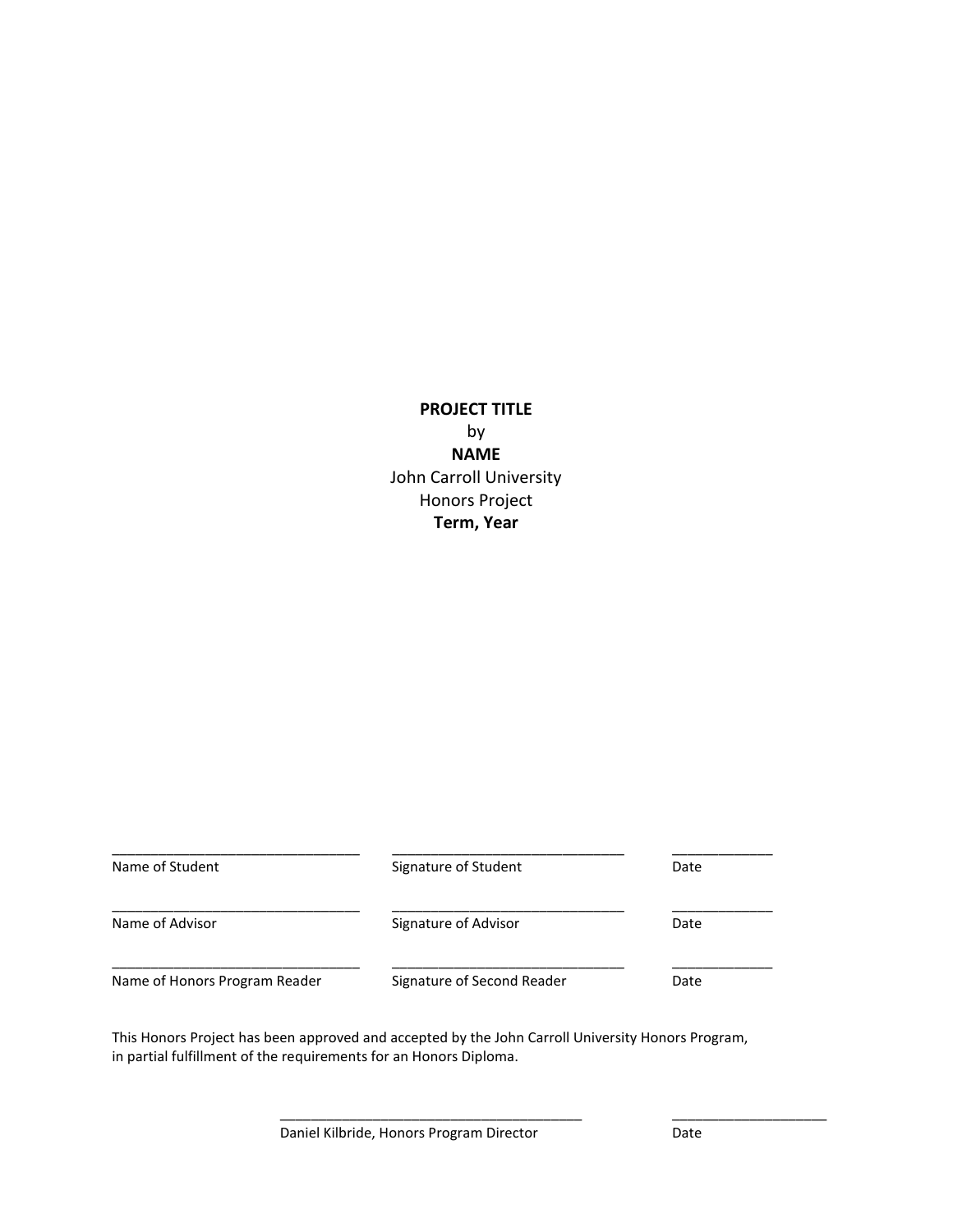**PROJECT TITLE**

by

**NAME**

John Carroll University

Honors Project

**Term, Year**

| | | |
|---|---|---|
| ______________________________ | ______________________________ | ____________ |
| Name of Student | Signature of Student | Date |
| ______________________________ | ______________________________ | ____________ |
| Name of Advisor | Signature of Advisor | Date |
| ______________________________ | ______________________________ | ____________ |
| Name of Honors Program Reader | Signature of Second Reader | Date |

This Honors Project has been approved and accepted by the John Carroll University Honors Program, in partial fulfillment of the requirements for an Honors Diploma.

| | |
|---|---|
| ____________________________________ | ____________________ |
| Daniel Kilbride, Honors Program Director | Date |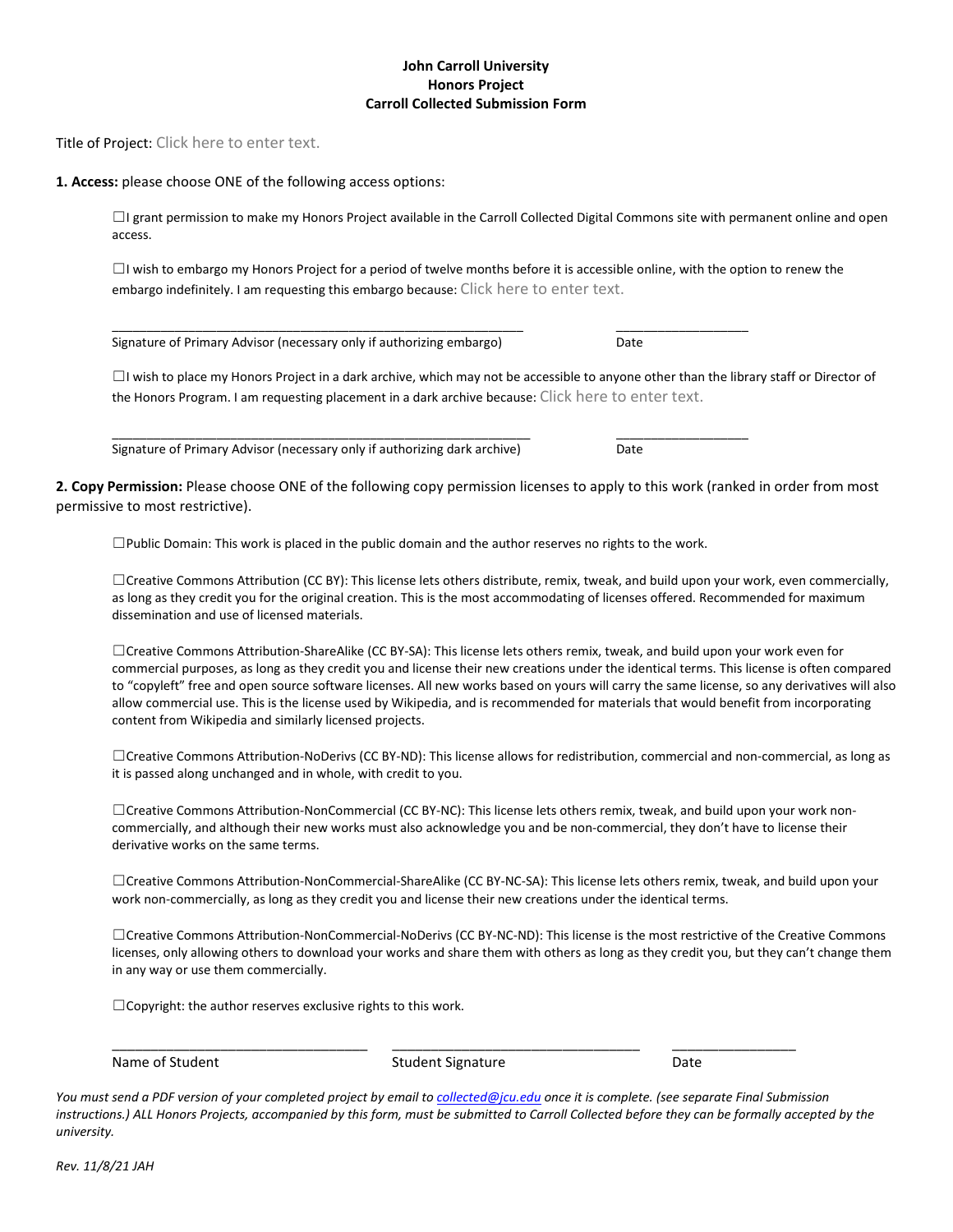**John Carroll University**
**Honors Project**
**Carroll Collected Submission Form**

Title of Project: Click here to enter text.

**1. Access:** please choose ONE of the following access options:

☐I grant permission to make my Honors Project available in the Carroll Collected Digital Commons site with permanent online and open access.

☐I wish to embargo my Honors Project for a period of twelve months before it is accessible online, with the option to renew the embargo indefinitely. I am requesting this embargo because: Click here to enter text.

\_\_\_\_\_\_\_\_\_\_\_\_\_\_\_\_\_\_\_\_\_\_\_\_\_\_\_\_\_\_\_\_\_\_\_\_\_\_\_\_\_\_\_\_\_\_\_\_ \_\_\_\_\_\_\_\_\_\_\_\_\_\_\_\_
Signature of Primary Advisor (necessary only if authorizing embargo) Date

☐I wish to place my Honors Project in a dark archive, which may not be accessible to anyone other than the library staff or Director of the Honors Program. I am requesting placement in a dark archive because: Click here to enter text.

\_\_\_\_\_\_\_\_\_\_\_\_\_\_\_\_\_\_\_\_\_\_\_\_\_\_\_\_\_\_\_\_\_\_\_\_\_\_\_\_\_\_\_\_\_\_\_\_ \_\_\_\_\_\_\_\_\_\_\_\_\_\_\_\_
Signature of Primary Advisor (necessary only if authorizing dark archive) Date

**2. Copy Permission:** Please choose ONE of the following copy permission licenses to apply to this work (ranked in order from most permissive to most restrictive).

☐Public Domain: This work is placed in the public domain and the author reserves no rights to the work.

☐Creative Commons Attribution (CC BY): This license lets others distribute, remix, tweak, and build upon your work, even commercially, as long as they credit you for the original creation. This is the most accommodating of licenses offered. Recommended for maximum dissemination and use of licensed materials.

☐Creative Commons Attribution-ShareAlike (CC BY-SA): This license lets others remix, tweak, and build upon your work even for commercial purposes, as long as they credit you and license their new creations under the identical terms. This license is often compared to "copyleft" free and open source software licenses. All new works based on yours will carry the same license, so any derivatives will also allow commercial use. This is the license used by Wikipedia, and is recommended for materials that would benefit from incorporating content from Wikipedia and similarly licensed projects.

☐Creative Commons Attribution-NoDerivs (CC BY-ND): This license allows for redistribution, commercial and non-commercial, as long as it is passed along unchanged and in whole, with credit to you.

☐Creative Commons Attribution-NonCommercial (CC BY-NC): This license lets others remix, tweak, and build upon your work non-commercially, and although their new works must also acknowledge you and be non-commercial, they don't have to license their derivative works on the same terms.

☐Creative Commons Attribution-NonCommercial-ShareAlike (CC BY-NC-SA): This license lets others remix, tweak, and build upon your work non-commercially, as long as they credit you and license their new creations under the identical terms.

☐Creative Commons Attribution-NonCommercial-NoDerivs (CC BY-NC-ND): This license is the most restrictive of the Creative Commons licenses, only allowing others to download your works and share them with others as long as they credit you, but they can't change them in any way or use them commercially.

☐Copyright: the author reserves exclusive rights to this work.

\_\_\_\_\_\_\_\_\_\_\_\_\_\_\_\_\_\_\_\_\_\_\_\_\_\_\_\_ \_\_\_\_\_\_\_\_\_\_\_\_\_\_\_\_\_\_\_\_\_\_\_\_\_\_\_\_ \_\_\_\_\_\_\_\_\_\_\_\_\_\_\_\_
Name of Student Student Signature Date

*You must send a PDF version of your completed project by email to collected@jcu.edu once it is complete. (see separate Final Submission instructions.) ALL Honors Projects, accompanied by this form, must be submitted to Carroll Collected before they can be formally accepted by the university.*

*Rev. 11/8/21 JAH*